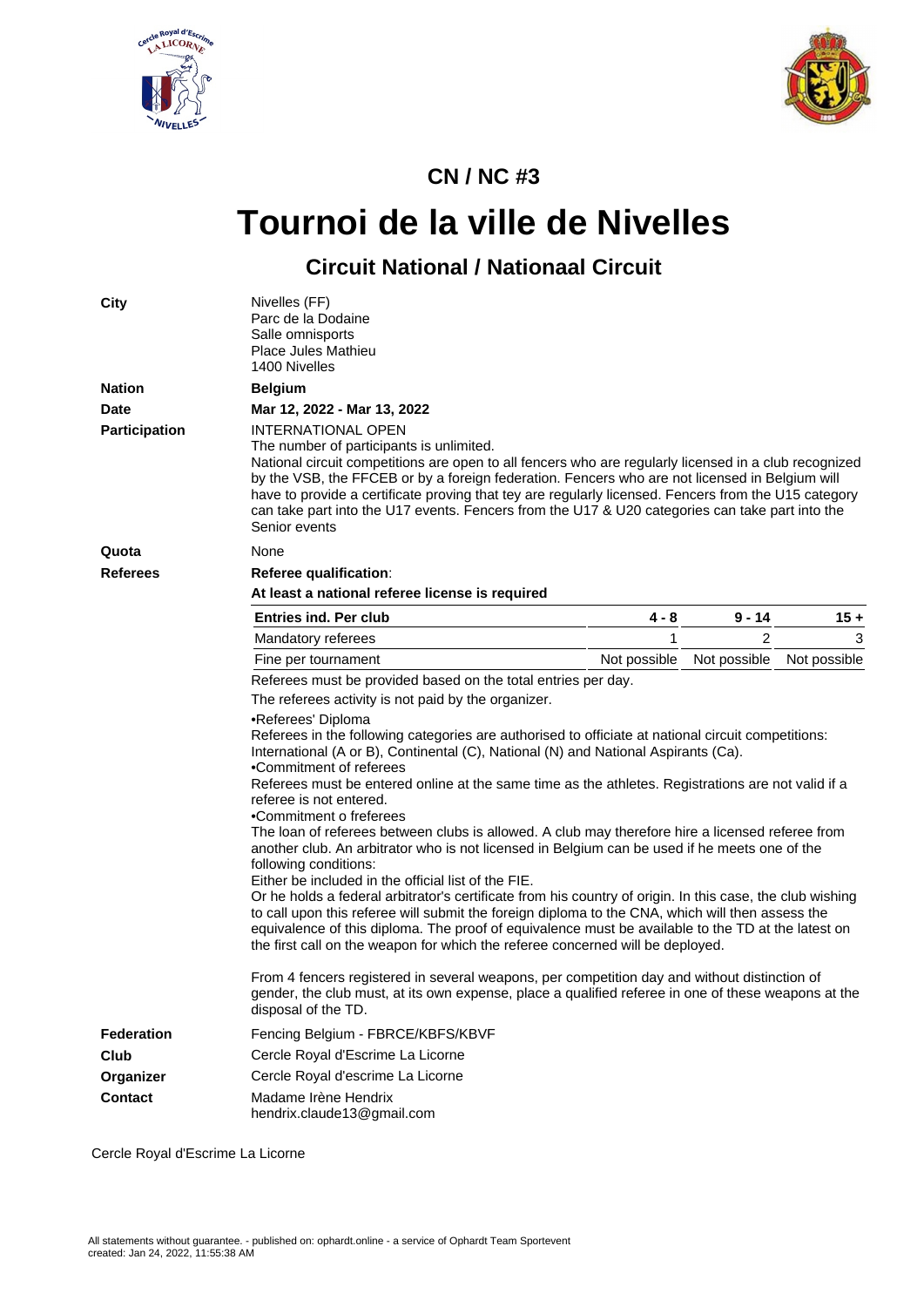## CN / NC #3

# Tournoi de la ville de Nivelles

### Circuit National / Nationaal Circuit

**City**

Nivelles (FF)
Parc de la Dodaine
Salle omnisports
Place Jules Mathieu
1400 Nivelles

**Nation**

**Belgium**

**Date**

**Mar 12, 2022 - Mar 13, 2022**

**Participation**

INTERNATIONAL OPEN
The number of participants is unlimited.
National circuit competitions are open to all fencers who are regularly licensed in a club recognized by the VSB, the FFCEB or by a foreign federation. Fencers who are not licensed in Belgium will have to provide a certificate proving that tey are regularly licensed. Fencers from the U15 category can take part into the U17 events. Fencers from the U17 & U20 categories can take part into the Senior events

**Quota**

None

**Referees**

**Referee qualification**:

**At least a national referee license is required**

| Entries ind. Per club | 4 - 8 | 9 - 14 | 15 + |
|---|---|---|---|
| Mandatory referees | 1 | 2 | 3 |
| Fine per tournament | Not possible | Not possible | Not possible |

Referees must be provided based on the total entries per day.

The referees activity is not paid by the organizer.

•Referees' Diploma
Referees in the following categories are authorised to officiate at national circuit competitions: International (A or B), Continental (C), National (N) and National Aspirants (Ca).
•Commitment of referees
Referees must be entered online at the same time as the athletes. Registrations are not valid if a referee is not entered.
•Commitment o freferees
The loan of referees between clubs is allowed. A club may therefore hire a licensed referee from another club. An arbitrator who is not licensed in Belgium can be used if he meets one of the following conditions:
Either be included in the official list of the FIE.
Or he holds a federal arbitrator's certificate from his country of origin. In this case, the club wishing to call upon this referee will submit the foreign diploma to the CNA, which will then assess the equivalence of this diploma. The proof of equivalence must be available to the TD at the latest on the first call on the weapon for which the referee concerned will be deployed.

From 4 fencers registered in several weapons, per competition day and without distinction of gender, the club must, at its own expense, place a qualified referee in one of these weapons at the disposal of the TD.

**Federation**

Fencing Belgium - FBRCE/KBFS/KBVF

**Club**

Cercle Royal d'Escrime La Licorne

**Organizer**

Cercle Royal d'escrime La Licorne

**Contact**

Madame Irène Hendrix
hendrix.claude13@gmail.com

Cercle Royal d'Escrime La Licorne

All statements without guarantee. - published on: ophardt.online - a service of Ophardt Team Sportevent
created: Jan 24, 2022, 11:55:38 AM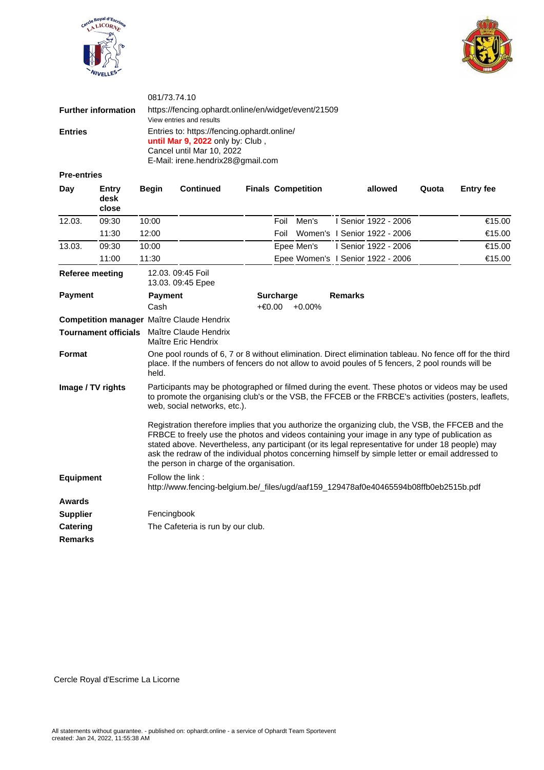| | |
|---|---|
| | 081/73.74.10 |
| **Further information** | https://fencing.ophardt.online/en/widget/event/21509<br>View entries and results |
| **Entries** | Entries to: https://fencing.ophardt.online/<br>**until Mar 9, 2022** only by: Club ,<br>Cancel until Mar 10, 2022<br>E-Mail: irene.hendrix28@gmail.com |

**Pre-entries**

| Day | Entry desk close | Begin | Continued | Finals | Competition | | allowed | Quota | Entry fee |
|---|---|---|---|---|---|---|---|---|---|
| 12.03. | 09:30 | 10:00 | | | Foil | Men's | I Senior 1922 - 2006 | | €15.00 |
| | 11:30 | 12:00 | | | Foil | Women's | I Senior 1922 - 2006 | | €15.00 |
| 13.03. | 09:30 | 10:00 | | | Epee | Men's | I Senior 1922 - 2006 | | €15.00 |
| | 11:00 | 11:30 | | | Epee | Women's | I Senior 1922 - 2006 | | €15.00 |

| | |
|---|---|
| **Referee meeting** | 12.03. 09:45 Foil<br>13.03. 09:45 Epee |
| **Payment** | **Payment**: Cash — **Surcharge**: +€0.00 +0.00% — **Remarks**: |
| **Competition manager** | Maître Claude Hendrix |
| **Tournament officials** | Maître Claude Hendrix<br>Maître Eric Hendrix |
| **Format** | One pool rounds of 6, 7 or 8 without elimination. Direct elimination tableau. No fence off for the third place. If the numbers of fencers do not allow to avoid poules of 5 fencers, 2 pool rounds will be held. |
| **Image / TV rights** | Participants may be photographed or filmed during the event. These photos or videos may be used to promote the organising club's or the VSB, the FFCEB or the FRBCE's activities (posters, leaflets, web, social networks, etc.).<br><br>Registration therefore implies that you authorize the organizing club, the VSB, the FFCEB and the FRBCE to freely use the photos and videos containing your image in any type of publication as stated above. Nevertheless, any participant (or its legal representative for under 18 people) may ask the redraw of the individual photos concerning himself by simple letter or email addressed to the person in charge of the organisation. |
| **Equipment** | Follow the link :<br>http://www.fencing-belgium.be/_files/ugd/aaf159_129478af0e40465594b08ffb0eb2515b.pdf |
| **Awards** | |
| **Supplier** | Fencingbook |
| **Catering** | The Cafeteria is run by our club. |
| **Remarks** | |

Cercle Royal d'Escrime La Licorne

All statements without guarantee. - published on: ophardt.online - a service of Ophardt Team Sportevent
created: Jan 24, 2022, 11:55:38 AM